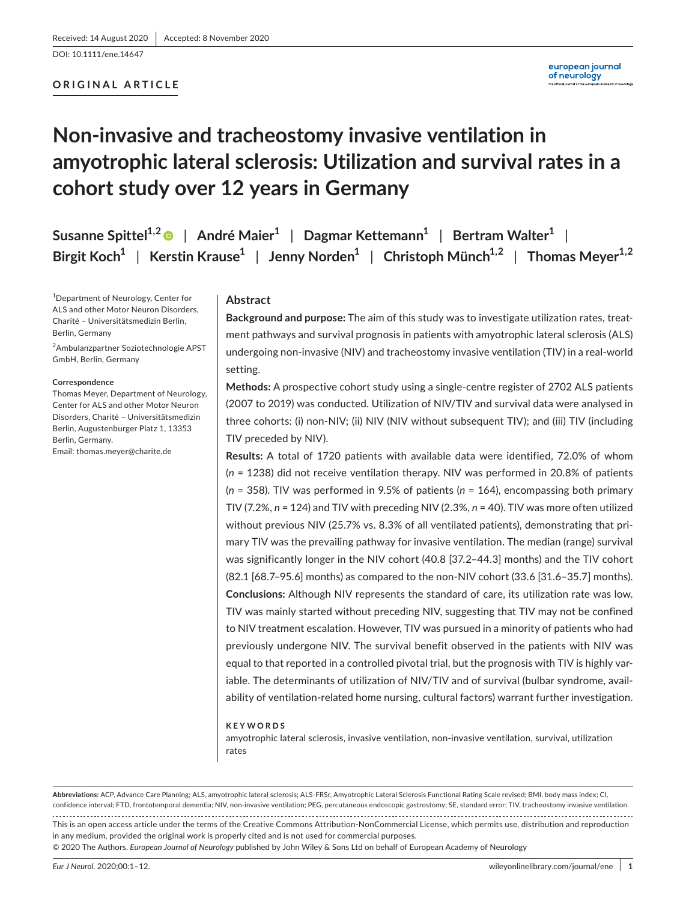Received: 14 August 2020 | Accepted: 8 November 2020

DOI: 10.1111/ene.14647

**ORIGINAL ARTICLE**

# Non-invasive and tracheostomy invasive ventilation in amyotrophic lateral sclerosis: Utilization and survival rates in a cohort study over 12 years in Germany

**Susanne Spittel[1,2]** | **André Maier[1]** | **Dagmar Kettemann[1]** | **Bertram Walter[1]** | **Birgit Koch[1]** | **Kerstin Krause[1]** | **Jenny Norden[1]** | **Christoph Münch[1,2]** | **Thomas Meyer[1,2]**

[1]Department of Neurology, Center for ALS and other Motor Neuron Disorders, Charité – Universitätsmedizin Berlin, Berlin, Germany

[2]Ambulanzpartner Soziotechnologie APST GmbH, Berlin, Germany

**Correspondence**
Thomas Meyer, Department of Neurology, Center for ALS and other Motor Neuron Disorders, Charité – Universitätsmedizin Berlin, Augustenburger Platz 1, 13353 Berlin, Germany.
Email: thomas.meyer@charite.de

## Abstract

**Background and purpose:** The aim of this study was to investigate utilization rates, treatment pathways and survival prognosis in patients with amyotrophic lateral sclerosis (ALS) undergoing non-invasive (NIV) and tracheostomy invasive ventilation (TIV) in a real-world setting.

**Methods:** A prospective cohort study using a single-centre register of 2702 ALS patients (2007 to 2019) was conducted. Utilization of NIV/TIV and survival data were analysed in three cohorts: (i) non-NIV; (ii) NIV (NIV without subsequent TIV); and (iii) TIV (including TIV preceded by NIV).

**Results:** A total of 1720 patients with available data were identified, 72.0% of whom (*n* = 1238) did not receive ventilation therapy. NIV was performed in 20.8% of patients (*n* = 358). TIV was performed in 9.5% of patients (*n* = 164), encompassing both primary TIV (7.2%, *n* = 124) and TIV with preceding NIV (2.3%, *n* = 40). TIV was more often utilized without previous NIV (25.7% vs. 8.3% of all ventilated patients), demonstrating that primary TIV was the prevailing pathway for invasive ventilation. The median (range) survival was significantly longer in the NIV cohort (40.8 [37.2–44.3] months) and the TIV cohort (82.1 [68.7–95.6] months) as compared to the non-NIV cohort (33.6 [31.6–35.7] months).

**Conclusions:** Although NIV represents the standard of care, its utilization rate was low. TIV was mainly started without preceding NIV, suggesting that TIV may not be confined to NIV treatment escalation. However, TIV was pursued in a minority of patients who had previously undergone NIV. The survival benefit observed in the patients with NIV was equal to that reported in a controlled pivotal trial, but the prognosis with TIV is highly variable. The determinants of utilization of NIV/TIV and of survival (bulbar syndrome, availability of ventilation-related home nursing, cultural factors) warrant further investigation.

**KEYWORDS**

amyotrophic lateral sclerosis, invasive ventilation, non-invasive ventilation, survival, utilization rates

**Abbreviations:** ACP, Advance Care Planning; ALS, amyotrophic lateral sclerosis; ALS-FRSr, Amyotrophic Lateral Sclerosis Functional Rating Scale revised; BMI, body mass index; CI, confidence interval; FTD, frontotemporal dementia; NIV, non-invasive ventilation; PEG, percutaneous endoscopic gastrostomy; SE, standard error; TIV, tracheostomy invasive ventilation.

This is an open access article under the terms of the Creative Commons Attribution-NonCommercial License, which permits use, distribution and reproduction in any medium, provided the original work is properly cited and is not used for commercial purposes.
© 2020 The Authors. *European Journal of Neurology* published by John Wiley & Sons Ltd on behalf of European Academy of Neurology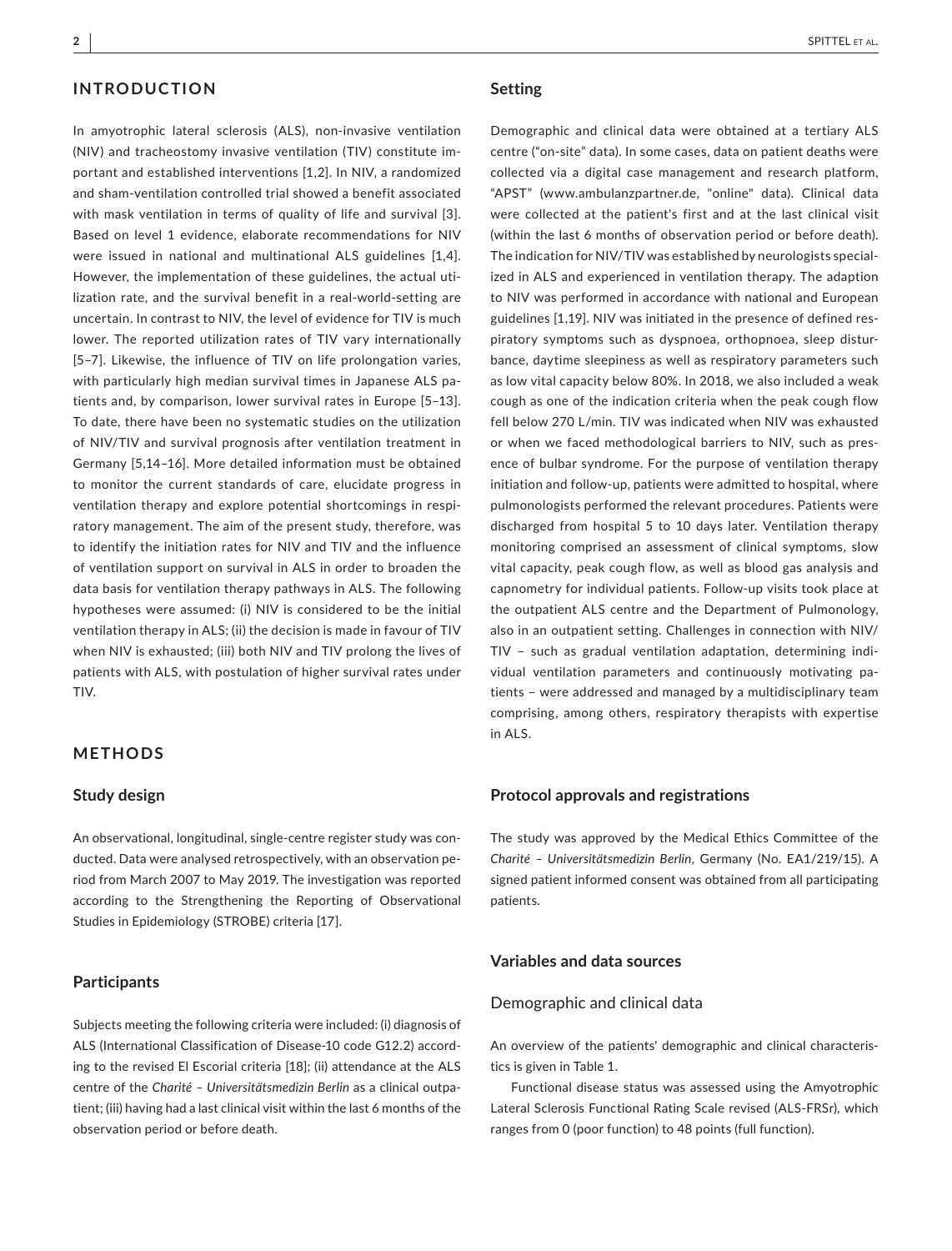## INTRODUCTION

In amyotrophic lateral sclerosis (ALS), non-invasive ventilation (NIV) and tracheostomy invasive ventilation (TIV) constitute important and established interventions [1,2]. In NIV, a randomized and sham-ventilation controlled trial showed a benefit associated with mask ventilation in terms of quality of life and survival [3]. Based on level 1 evidence, elaborate recommendations for NIV were issued in national and multinational ALS guidelines [1,4]. However, the implementation of these guidelines, the actual utilization rate, and the survival benefit in a real-world-setting are uncertain. In contrast to NIV, the level of evidence for TIV is much lower. The reported utilization rates of TIV vary internationally [5–7]. Likewise, the influence of TIV on life prolongation varies, with particularly high median survival times in Japanese ALS patients and, by comparison, lower survival rates in Europe [5–13]. To date, there have been no systematic studies on the utilization of NIV/TIV and survival prognosis after ventilation treatment in Germany [5,14–16]. More detailed information must be obtained to monitor the current standards of care, elucidate progress in ventilation therapy and explore potential shortcomings in respiratory management. The aim of the present study, therefore, was to identify the initiation rates for NIV and TIV and the influence of ventilation support on survival in ALS in order to broaden the data basis for ventilation therapy pathways in ALS. The following hypotheses were assumed: (i) NIV is considered to be the initial ventilation therapy in ALS; (ii) the decision is made in favour of TIV when NIV is exhausted; (iii) both NIV and TIV prolong the lives of patients with ALS, with postulation of higher survival rates under TIV.

## METHODS

### Study design

An observational, longitudinal, single-centre register study was conducted. Data were analysed retrospectively, with an observation period from March 2007 to May 2019. The investigation was reported according to the Strengthening the Reporting of Observational Studies in Epidemiology (STROBE) criteria [17].

### Participants

Subjects meeting the following criteria were included: (i) diagnosis of ALS (International Classification of Disease-10 code G12.2) according to the revised El Escorial criteria [18]; (ii) attendance at the ALS centre of the *Charité – Universitätsmedizin Berlin* as a clinical outpatient; (iii) having had a last clinical visit within the last 6 months of the observation period or before death.

### Setting

Demographic and clinical data were obtained at a tertiary ALS centre ("on-site" data). In some cases, data on patient deaths were collected via a digital case management and research platform, "APST" (www.ambulanzpartner.de, "online" data). Clinical data were collected at the patient's first and at the last clinical visit (within the last 6 months of observation period or before death). The indication for NIV/TIV was established by neurologists specialized in ALS and experienced in ventilation therapy. The adaption to NIV was performed in accordance with national and European guidelines [1,19]. NIV was initiated in the presence of defined respiratory symptoms such as dyspnoea, orthopnoea, sleep disturbance, daytime sleepiness as well as respiratory parameters such as low vital capacity below 80%. In 2018, we also included a weak cough as one of the indication criteria when the peak cough flow fell below 270 L/min. TIV was indicated when NIV was exhausted or when we faced methodological barriers to NIV, such as presence of bulbar syndrome. For the purpose of ventilation therapy initiation and follow-up, patients were admitted to hospital, where pulmonologists performed the relevant procedures. Patients were discharged from hospital 5 to 10 days later. Ventilation therapy monitoring comprised an assessment of clinical symptoms, slow vital capacity, peak cough flow, as well as blood gas analysis and capnometry for individual patients. Follow-up visits took place at the outpatient ALS centre and the Department of Pulmonology, also in an outpatient setting. Challenges in connection with NIV/TIV – such as gradual ventilation adaptation, determining individual ventilation parameters and continuously motivating patients – were addressed and managed by a multidisciplinary team comprising, among others, respiratory therapists with expertise in ALS.

### Protocol approvals and registrations

The study was approved by the Medical Ethics Committee of the *Charité – Universitätsmedizin Berlin*, Germany (No. EA1/219/15). A signed patient informed consent was obtained from all participating patients.

### Variables and data sources

#### Demographic and clinical data

An overview of the patients' demographic and clinical characteristics is given in Table 1.

Functional disease status was assessed using the Amyotrophic Lateral Sclerosis Functional Rating Scale revised (ALS-FRSr), which ranges from 0 (poor function) to 48 points (full function).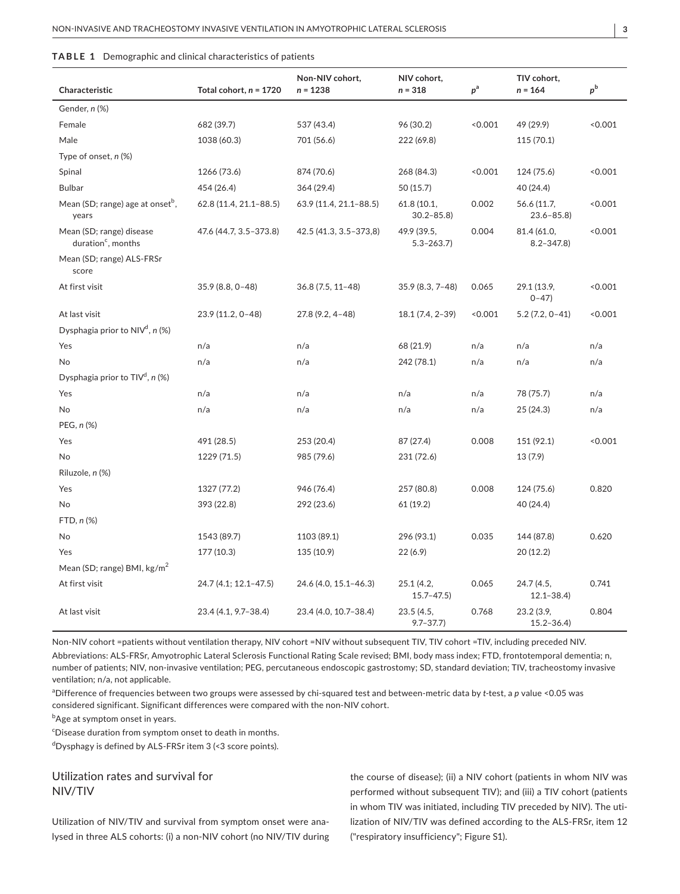**TABLE 1** Demographic and clinical characteristics of patients

| Characteristic | Total cohort, $n$ = 1720 | Non-NIV cohort, $n$ = 1238 | NIV cohort, $n$ = 318 | $p$[a] | TIV cohort, $n$ = 164 | $p$[b] |
|---|---|---|---|---|---|---|
| Gender, $n$ (%) | | | | | | |
| Female | 682 (39.7) | 537 (43.4) | 96 (30.2) | <0.001 | 49 (29.9) | <0.001 |
| Male | 1038 (60.3) | 701 (56.6) | 222 (69.8) | | 115 (70.1) | |
| Type of onset, $n$ (%) | | | | | | |
| Spinal | 1266 (73.6) | 874 (70.6) | 268 (84.3) | <0.001 | 124 (75.6) | <0.001 |
| Bulbar | 454 (26.4) | 364 (29.4) | 50 (15.7) | | 40 (24.4) | |
| Mean (SD; range) age at onset[b], years | 62.8 (11.4, 21.1–88.5) | 63.9 (11.4, 21.1–88.5) | 61.8 (10.1, 30.2–85.8) | 0.002 | 56.6 (11.7, 23.6–85.8) | <0.001 |
| Mean (SD; range) disease duration[c], months | 47.6 (44.7, 3.5–373.8) | 42.5 (41.3, 3.5–373,8) | 49.9 (39.5, 5.3–263.7) | 0.004 | 81.4 (61.0, 8.2–347.8) | <0.001 |
| Mean (SD; range) ALS-FRSr score | | | | | | |
| At first visit | 35.9 (8.8, 0–48) | 36.8 (7.5, 11–48) | 35.9 (8.3, 7–48) | 0.065 | 29.1 (13.9, 0–47) | <0.001 |
| At last visit | 23.9 (11.2, 0–48) | 27.8 (9.2, 4–48) | 18.1 (7.4, 2–39) | <0.001 | 5.2 (7.2, 0–41) | <0.001 |
| Dysphagia prior to NIV[d], $n$ (%) | | | | | | |
| Yes | n/a | n/a | 68 (21.9) | n/a | n/a | n/a |
| No | n/a | n/a | 242 (78.1) | n/a | n/a | n/a |
| Dysphagia prior to TIV[d], $n$ (%) | | | | | | |
| Yes | n/a | n/a | n/a | n/a | 78 (75.7) | n/a |
| No | n/a | n/a | n/a | n/a | 25 (24.3) | n/a |
| PEG, $n$ (%) | | | | | | |
| Yes | 491 (28.5) | 253 (20.4) | 87 (27.4) | 0.008 | 151 (92.1) | <0.001 |
| No | 1229 (71.5) | 985 (79.6) | 231 (72.6) | | 13 (7.9) | |
| Riluzole, $n$ (%) | | | | | | |
| Yes | 1327 (77.2) | 946 (76.4) | 257 (80.8) | 0.008 | 124 (75.6) | 0.820 |
| No | 393 (22.8) | 292 (23.6) | 61 (19.2) | | 40 (24.4) | |
| FTD, $n$ (%) | | | | | | |
| No | 1543 (89.7) | 1103 (89.1) | 296 (93.1) | 0.035 | 144 (87.8) | 0.620 |
| Yes | 177 (10.3) | 135 (10.9) | 22 (6.9) | | 20 (12.2) | |
| Mean (SD; range) BMI, kg/m$^2$ | | | | | | |
| At first visit | 24.7 (4.1; 12.1–47.5) | 24.6 (4.0, 15.1–46.3) | 25.1 (4.2, 15.7–47.5) | 0.065 | 24.7 (4.5, 12.1–38.4) | 0.741 |
| At last visit | 23.4 (4.1, 9.7–38.4) | 23.4 (4.0, 10.7–38.4) | 23.5 (4.5, 9.7–37.7) | 0.768 | 23.2 (3.9, 15.2–36.4) | 0.804 |

Non-NIV cohort =patients without ventilation therapy, NIV cohort =NIV without subsequent TIV, TIV cohort =TIV, including preceded NIV.

Abbreviations: ALS-FRSr, Amyotrophic Lateral Sclerosis Functional Rating Scale revised; BMI, body mass index; FTD, frontotemporal dementia; n, number of patients; NIV, non-invasive ventilation; PEG, percutaneous endoscopic gastrostomy; SD, standard deviation; TIV, tracheostomy invasive ventilation; n/a, not applicable.

[a]Difference of frequencies between two groups were assessed by chi-squared test and between-metric data by $t$-test, a $p$ value <0.05 was considered significant. Significant differences were compared with the non-NIV cohort.

[b]Age at symptom onset in years.

[c]Disease duration from symptom onset to death in months.

[d]Dysphagy is defined by ALS-FRSr item 3 (<3 score points).

## Utilization rates and survival for NIV/TIV

Utilization of NIV/TIV and survival from symptom onset were analysed in three ALS cohorts: (i) a non-NIV cohort (no NIV/TIV during the course of disease); (ii) a NIV cohort (patients in whom NIV was performed without subsequent TIV); and (iii) a TIV cohort (patients in whom TIV was initiated, including TIV preceded by NIV). The utilization of NIV/TIV was defined according to the ALS-FRSr, item 12 ("respiratory insufficiency"; Figure S1).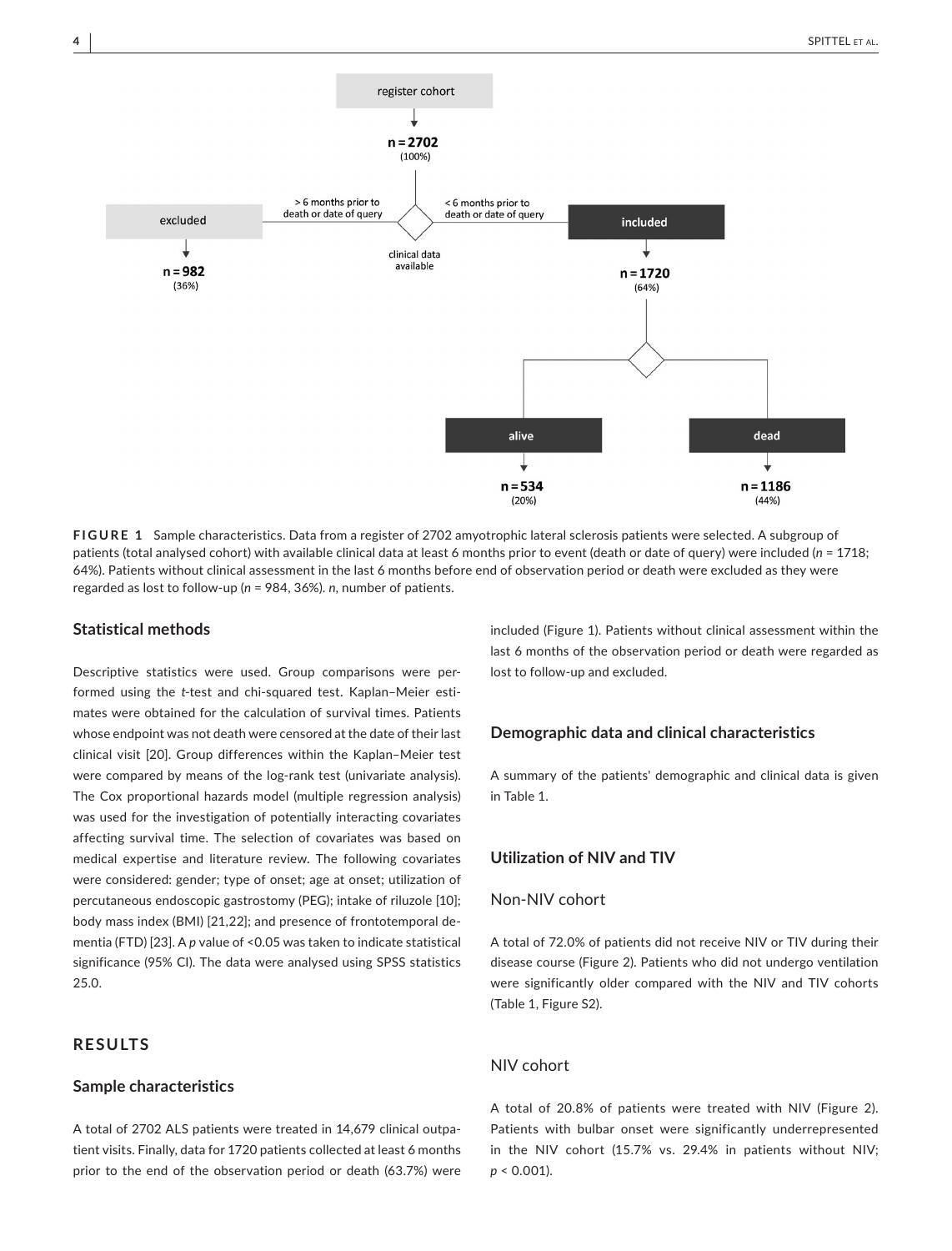register cohort

n = 2702
(100%)

> 6 months prior to death or date of query

< 6 months prior to death or date of query

clinical data available

excluded

n = 982
(36%)

included

n = 1720
(64%)

alive

n = 534
(20%)

dead

n = 1186
(44%)

**FIGURE 1** Sample characteristics. Data from a register of 2702 amyotrophic lateral sclerosis patients were selected. A subgroup of patients (total analysed cohort) with available clinical data at least 6 months prior to event (death or date of query) were included (*n* = 1718; 64%). Patients without clinical assessment in the last 6 months before end of observation period or death were excluded as they were regarded as lost to follow-up (*n* = 984, 36%). *n*, number of patients.

### Statistical methods

Descriptive statistics were used. Group comparisons were performed using the *t*-test and chi-squared test. Kaplan–Meier estimates were obtained for the calculation of survival times. Patients whose endpoint was not death were censored at the date of their last clinical visit [20]. Group differences within the Kaplan–Meier test were compared by means of the log-rank test (univariate analysis). The Cox proportional hazards model (multiple regression analysis) was used for the investigation of potentially interacting covariates affecting survival time. The selection of covariates was based on medical expertise and literature review. The following covariates were considered: gender; type of onset; age at onset; utilization of percutaneous endoscopic gastrostomy (PEG); intake of riluzole [10]; body mass index (BMI) [21,22]; and presence of frontotemporal dementia (FTD) [23]. A *p* value of <0.05 was taken to indicate statistical significance (95% CI). The data were analysed using SPSS statistics 25.0.

## RESULTS

### Sample characteristics

A total of 2702 ALS patients were treated in 14,679 clinical outpatient visits. Finally, data for 1720 patients collected at least 6 months prior to the end of the observation period or death (63.7%) were included (Figure 1). Patients without clinical assessment within the last 6 months of the observation period or death were regarded as lost to follow-up and excluded.

### Demographic data and clinical characteristics

A summary of the patients' demographic and clinical data is given in Table 1.

### Utilization of NIV and TIV

#### Non-NIV cohort

A total of 72.0% of patients did not receive NIV or TIV during their disease course (Figure 2). Patients who did not undergo ventilation were significantly older compared with the NIV and TIV cohorts (Table 1, Figure S2).

#### NIV cohort

A total of 20.8% of patients were treated with NIV (Figure 2). Patients with bulbar onset were significantly underrepresented in the NIV cohort (15.7% vs. 29.4% in patients without NIV; $p < 0.001$).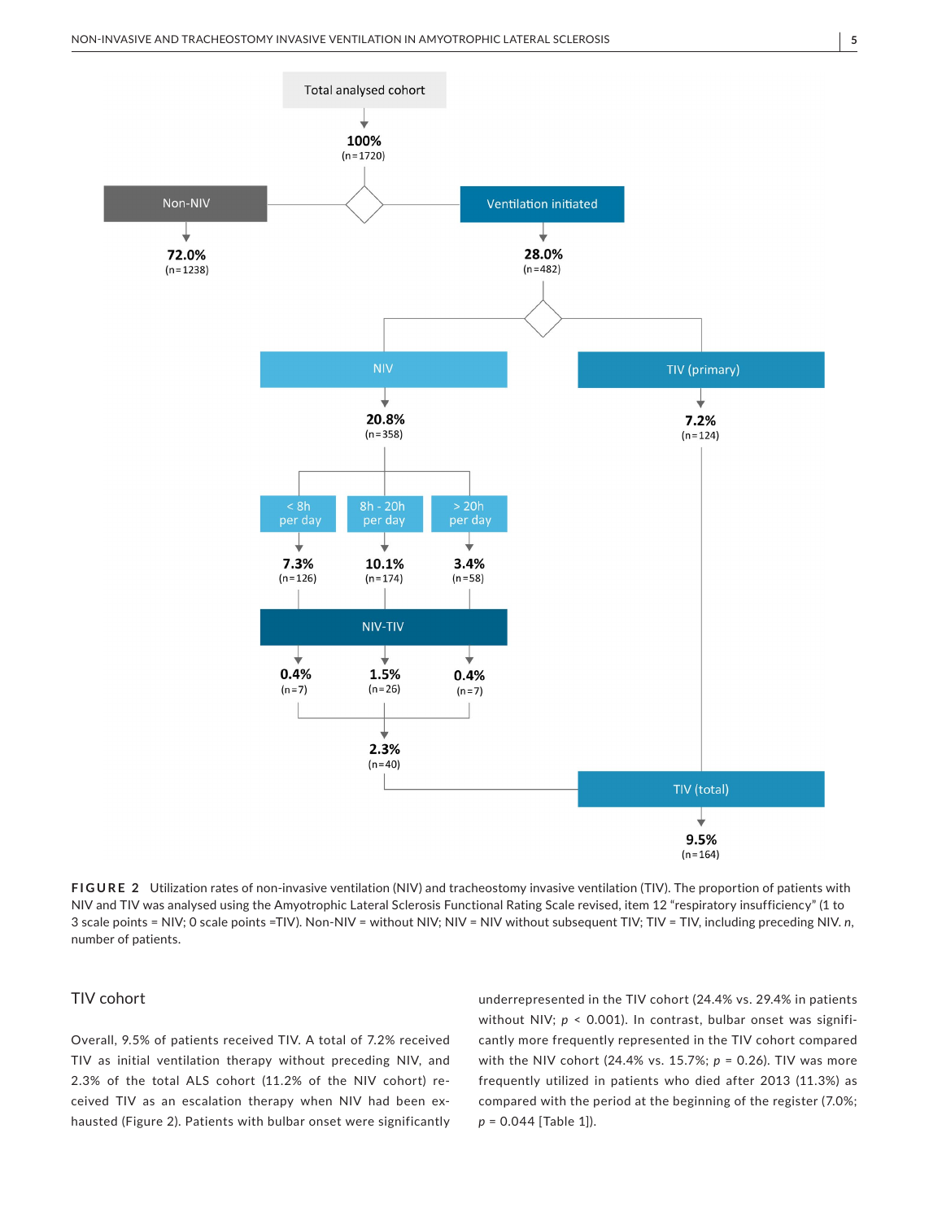Total analysed cohort

100%
(n=1720)

Non-NIV

72.0%
(n=1238)

Ventilation initiated

28.0%
(n=482)

NIV

20.8%
(n=358)

TIV (primary)

7.2%
(n=124)

< 8h per day

7.3%
(n=126)

8h - 20h per day

10.1%
(n=174)

> 20h per day

3.4%
(n=58)

NIV-TIV

0.4%
(n=7)

1.5%
(n=26)

0.4%
(n=7)

2.3%
(n=40)

TIV (total)

9.5%
(n=164)

**FIGURE 2** Utilization rates of non-invasive ventilation (NIV) and tracheostomy invasive ventilation (TIV). The proportion of patients with NIV and TIV was analysed using the Amyotrophic Lateral Sclerosis Functional Rating Scale revised, item 12 "respiratory insufficiency" (1 to 3 scale points = NIV; 0 scale points =TIV). Non-NIV = without NIV; NIV = NIV without subsequent TIV; TIV = TIV, including preceding NIV. *n*, number of patients.

## TIV cohort

Overall, 9.5% of patients received TIV. A total of 7.2% received TIV as initial ventilation therapy without preceding NIV, and 2.3% of the total ALS cohort (11.2% of the NIV cohort) received TIV as an escalation therapy when NIV had been exhausted (Figure 2). Patients with bulbar onset were significantly underrepresented in the TIV cohort (24.4% vs. 29.4% in patients without NIV; $p < 0.001$). In contrast, bulbar onset was significantly more frequently represented in the TIV cohort compared with the NIV cohort (24.4% vs. 15.7%; $p = 0.26$). TIV was more frequently utilized in patients who died after 2013 (11.3%) as compared with the period at the beginning of the register (7.0%; $p = 0.044$ [Table 1]).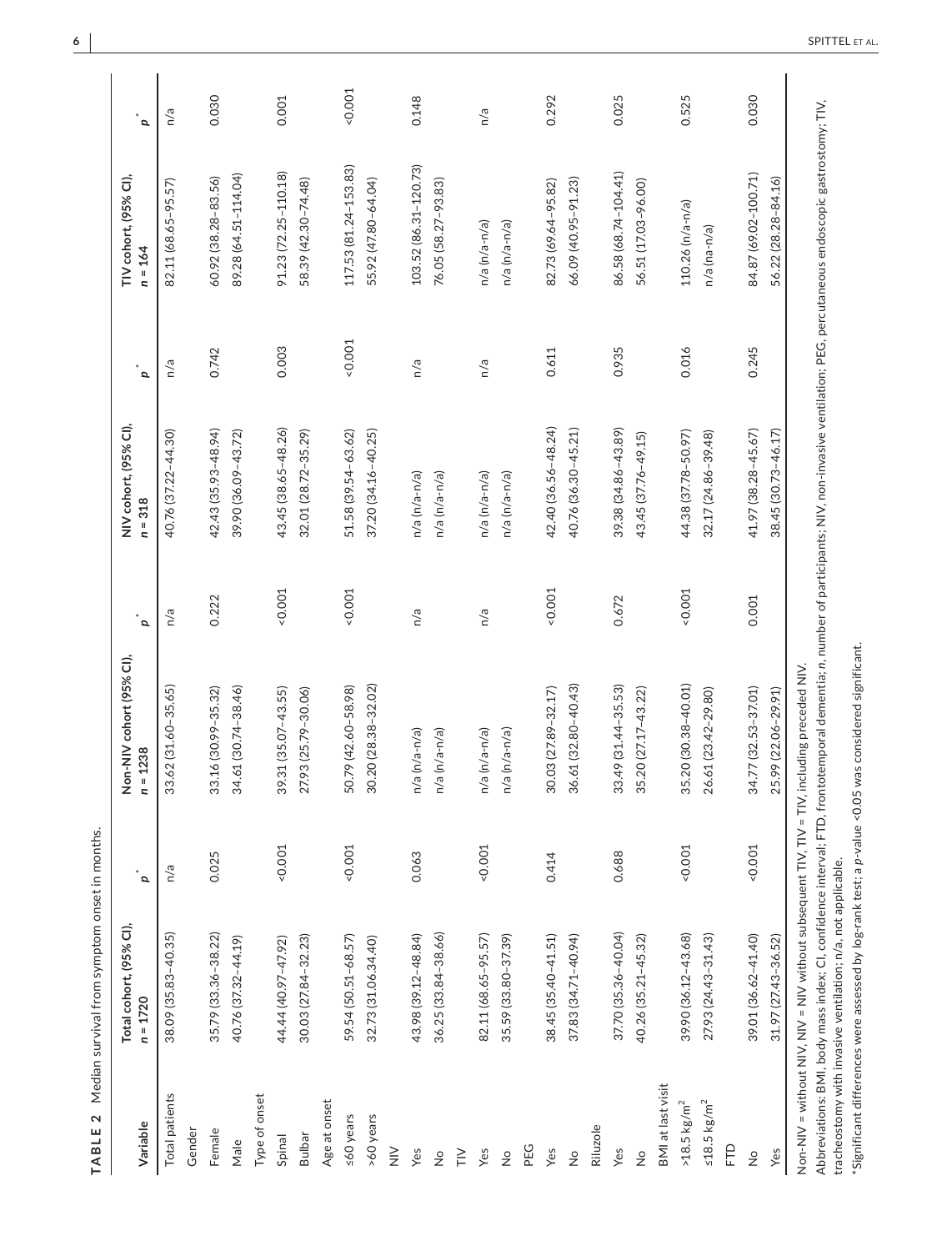**TABLE 2** Median survival from symptom onset in months.

| Variable | Total cohort, (95% CI), $n = 1720$ | $p^*$ | Non-NIV cohort (95% CI), $n = 1238$ | $p^*$ | NIV cohort, (95% CI), $n = 318$ | $p^*$ | TIV cohort, (95% CI), $n = 164$ | $p^*$ |
|---|---|---|---|---|---|---|---|---|
| Total patients | 38.09 (35.83–40.35) | n/a | 33.62 (31.60–35.65) | n/a | 40.76 (37.22–44.30) | n/a | 82.11 (68.65–95.57) | n/a |
| Gender | | | | | | | | |
| Female | 35.79 (33.36–38.22) | 0.025 | 33.16 (30.99–35.32) | 0.222 | 42.43 (35.93–48.94) | 0.742 | 60.92 (38.28–83.56) | 0.030 |
| Male | 40.76 (37.32–44.19) | | 34.61 (30.74–38.46) | | 39.90 (36.09–43.72) | | 89.28 (64.51–114.04) | |
| Type of onset | | | | | | | | |
| Spinal | 44.44 (40.97–47.92) | <0.001 | 39.31 (35.07–43.55) | <0.001 | 43.45 (38.65–48.26) | 0.003 | 91.23 (72.25–110.18) | 0.001 |
| Bulbar | 30.03 (27.84–32.23) | | 27.93 (25.79–30.06) | | 32.01 (28.72–35.29) | | 58.39 (42.30–74.48) | |
| Age at onset | | | | | | | | |
| ≤60 years | 59.54 (50.51–68.57) | <0.001 | 50.79 (42.60–58.98) | <0.001 | 51.58 (39.54–63.62) | <0.001 | 117.53 (81.24–153.83) | <0.001 |
| >60 years | 32.73 (31.06.34.40) | | 30.20 (28.38–32.02) | | 37.20 (34.16–40.25) | | 55.92 (47.80–64.04) | |
| NIV | | | | | | | | |
| Yes | 43.98 (39.12–48.84) | 0.063 | n/a (n/a-n/a) | n/a | n/a (n/a-n/a) | n/a | 103.52 (86.31–120.73) | 0.148 |
| No | 36.25 (33.84–38.66) | | n/a (n/a-n/a) | | n/a (n/a-n/a) | | 76.05 (58.27–93.83) | |
| TIV | | | | | | | | |
| Yes | 82.11 (68.65–95.57) | <0.001 | n/a (n/a-n/a) | n/a | n/a (n/a-n/a) | n/a | n/a (n/a-n/a) | n/a |
| No | 35.59 (33.80–37.39) | | n/a (n/a-n/a) | | n/a (n/a-n/a) | | n/a (n/a-n/a) | |
| PEG | | | | | | | | |
| Yes | 38.45 (35.40–41.51) | 0.414 | 30.03 (27.89–32.17) | <0.001 | 42.40 (36.56–48.24) | 0.611 | 82.73 (69.64–95.82) | 0.292 |
| No | 37.83 (34.71–40.94) | | 36.61 (32.80–40.43) | | 40.76 (36.30–45.21) | | 66.09 (40.95–91.23) | |
| Riluzole | | | | | | | | |
| Yes | 37.70 (35.36–40.04) | 0.688 | 33.49 (31.44–35.53) | 0.672 | 39.38 (34.86–43.89) | 0.935 | 86.58 (68.74–104.41) | 0.025 |
| No | 40.26 (35.21–45.32) | | 35.20 (27.17–43.22) | | 43.45 (37.76–49.15) | | 56.51 (17.03–96.00) | |
| BMI at last visit | | | | | | | | |
| >18.5 kg/m$^2$ | 39.90 (36.12–43.68) | <0.001 | 35.20 (30.38–40.01) | <0.001 | 44.38 (37.78–50.97) | 0.016 | 110.26 (n/a-n/a) | 0.525 |
| ≤18.5 kg/m$^2$ | 27.93 (24.43–31.43) | | 26.61 (23.42–29.80) | | 32.17 (24.86–39.48) | | n/a (na-n/a) | |
| FTD | | | | | | | | |
| No | 39.01 (36.62–41.40) | <0.001 | 34.77 (32.53–37.01) | 0.001 | 41.97 (38.28–45.67) | 0.245 | 84.87 (69.02–100.71) | 0.030 |
| Yes | 31.97 (27.43–36.52) | | 25.99 (22.06–29.91) | | 38.45 (30.73–46.17) | | 56.22 (28.28–84.16) | |

Non-NIV = without NIV, NIV = NIV without subsequent TIV, TIV = TIV, including preceded NIV.

Abbreviations: BMI, body mass index; CI, confidence interval; FTD, frontotemporal dementia; *n*, number of participants; NIV, non-invasive ventilation; PEG, percutaneous endoscopic gastrostomy; TIV, tracheostomy with invasive ventilation; n/a, not applicable.

*Significant differences were assessed by log-rank test; a *p*-value <0.05 was considered significant.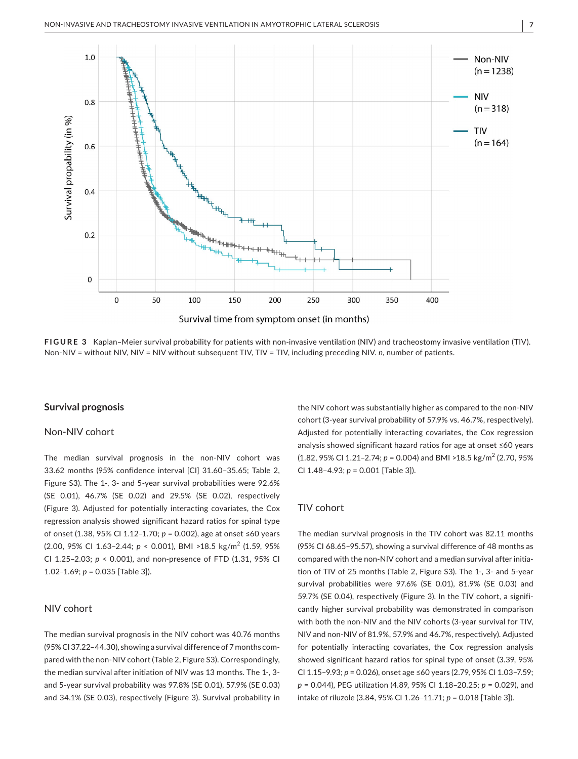1.0

0.8

0.6

0.4

0.2

0

0 50 100 150 200 250 300 350 400

Survival probability (in %)

Survival time from symptom onset (in months)

Non-NIV (n = 1238)

NIV (n = 318)

TIV (n = 164)

**FIGURE 3** Kaplan–Meier survival probability for patients with non-invasive ventilation (NIV) and tracheostomy invasive ventilation (TIV). Non-NIV = without NIV, NIV = NIV without subsequent TIV, TIV = TIV, including preceding NIV. *n*, number of patients.

## Survival prognosis

### Non-NIV cohort

The median survival prognosis in the non-NIV cohort was 33.62 months (95% confidence interval [CI] 31.60–35.65; Table 2, Figure S3). The 1-, 3- and 5-year survival probabilities were 92.6% (SE 0.01), 46.7% (SE 0.02) and 29.5% (SE 0.02), respectively (Figure 3). Adjusted for potentially interacting covariates, the Cox regression analysis showed significant hazard ratios for spinal type of onset (1.38, 95% CI 1.12–1.70; $p = 0.002$), age at onset ≤60 years (2.00, 95% CI 1.63–2.44; $p < 0.001$), BMI >18.5 kg/m$^2$ (1.59, 95% CI 1.25–2.03; $p < 0.001$), and non-presence of FTD (1.31, 95% CI 1.02–1.69; $p = 0.035$ [Table 3]).

### NIV cohort

The median survival prognosis in the NIV cohort was 40.76 months (95% CI 37.22–44.30), showing a survival difference of 7 months compared with the non-NIV cohort (Table 2, Figure S3). Correspondingly, the median survival after initiation of NIV was 13 months. The 1-, 3- and 5-year survival probability was 97.8% (SE 0.01), 57.9% (SE 0.03) and 34.1% (SE 0.03), respectively (Figure 3). Survival probability in the NIV cohort was substantially higher as compared to the non-NIV cohort (3-year survival probability of 57.9% vs. 46.7%, respectively). Adjusted for potentially interacting covariates, the Cox regression analysis showed significant hazard ratios for age at onset ≤60 years (1.82, 95% CI 1.21–2.74; $p = 0.004$) and BMI >18.5 kg/m$^2$ (2.70, 95% CI 1.48–4.93; $p = 0.001$ [Table 3]).

### TIV cohort

The median survival prognosis in the TIV cohort was 82.11 months (95% CI 68.65–95.57), showing a survival difference of 48 months as compared with the non-NIV cohort and a median survival after initiation of TIV of 25 months (Table 2, Figure S3). The 1-, 3- and 5-year survival probabilities were 97.6% (SE 0.01), 81.9% (SE 0.03) and 59.7% (SE 0.04), respectively (Figure 3). In the TIV cohort, a significantly higher survival probability was demonstrated in comparison with both the non-NIV and the NIV cohorts (3-year survival for TIV, NIV and non-NIV of 81.9%, 57.9% and 46.7%, respectively). Adjusted for potentially interacting covariates, the Cox regression analysis showed significant hazard ratios for spinal type of onset (3.39, 95% CI 1.15–9.93; $p = 0.026$), onset age ≤60 years (2.79, 95% CI 1.03–7.59; $p = 0.044$), PEG utilization (4.89, 95% CI 1.18–20.25; $p = 0.029$), and intake of riluzole (3.84, 95% CI 1.26–11.71; $p = 0.018$ [Table 3]).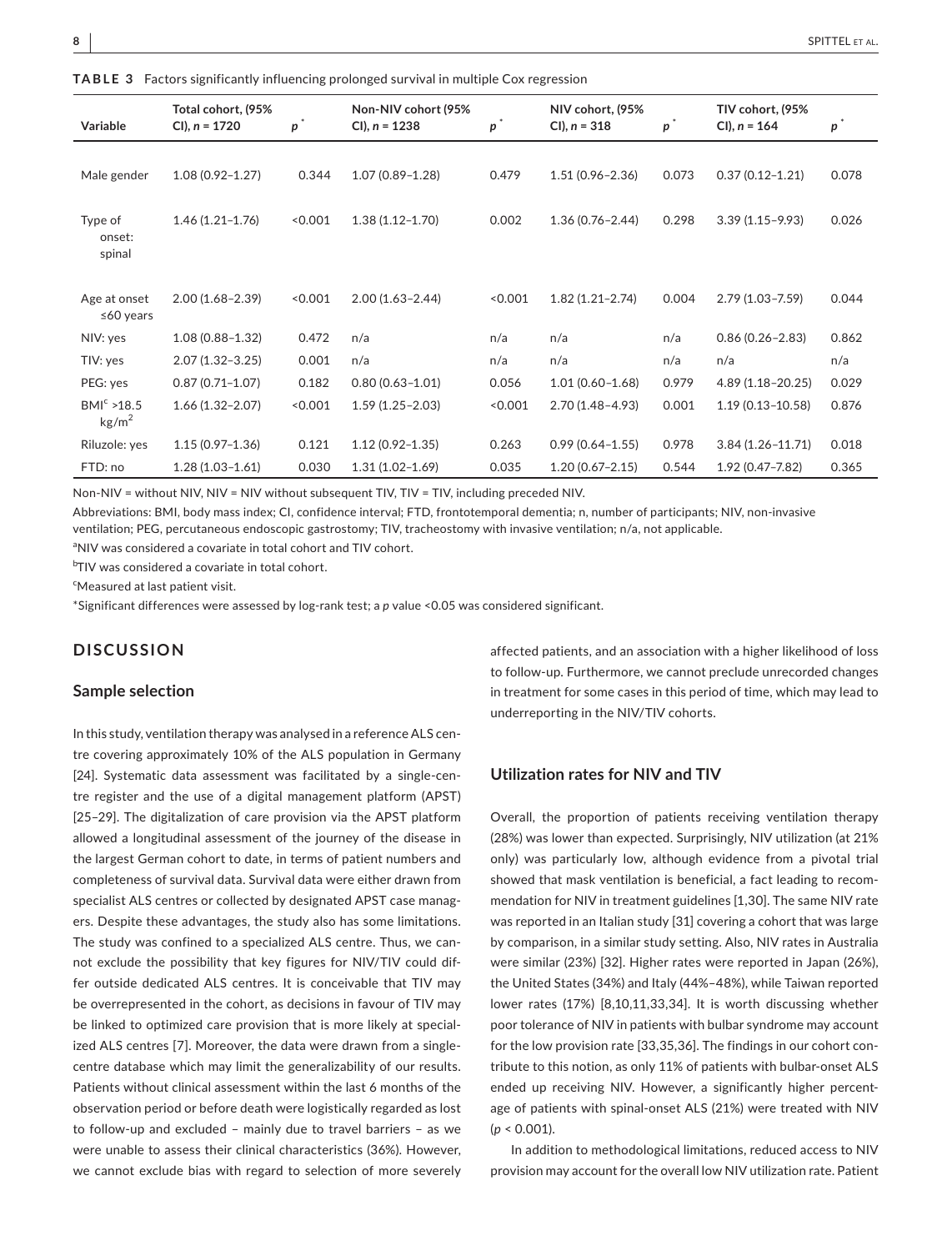**TABLE 3** Factors significantly influencing prolonged survival in multiple Cox regression

| Variable | Total cohort, (95% CI), $n$ = 1720 | $p$ * | Non-NIV cohort (95% CI), $n$ = 1238 | $p$ * | NIV cohort, (95% CI), $n$ = 318 | $p$ * | TIV cohort, (95% CI), $n$ = 164 | $p$ * |
|---|---|---|---|---|---|---|---|---|
| Male gender | 1.08 (0.92–1.27) | 0.344 | 1.07 (0.89–1.28) | 0.479 | 1.51 (0.96–2.36) | 0.073 | 0.37 (0.12–1.21) | 0.078 |
| Type of onset: spinal | 1.46 (1.21–1.76) | <0.001 | 1.38 (1.12–1.70) | 0.002 | 1.36 (0.76–2.44) | 0.298 | 3.39 (1.15–9.93) | 0.026 |
| Age at onset ≤60 years | 2.00 (1.68–2.39) | <0.001 | 2.00 (1.63–2.44) | <0.001 | 1.82 (1.21–2.74) | 0.004 | 2.79 (1.03–7.59) | 0.044 |
| NIV: yes | 1.08 (0.88–1.32) | 0.472 | n/a | n/a | n/a | n/a | 0.86 (0.26–2.83) | 0.862 |
| TIV: yes | 2.07 (1.32–3.25) | 0.001 | n/a | n/a | n/a | n/a | n/a | n/a |
| PEG: yes | 0.87 (0.71–1.07) | 0.182 | 0.80 (0.63–1.01) | 0.056 | 1.01 (0.60–1.68) | 0.979 | 4.89 (1.18–20.25) | 0.029 |
| BMI[c] >18.5 kg/m$^2$ | 1.66 (1.32–2.07) | <0.001 | 1.59 (1.25–2.03) | <0.001 | 2.70 (1.48–4.93) | 0.001 | 1.19 (0.13–10.58) | 0.876 |
| Riluzole: yes | 1.15 (0.97–1.36) | 0.121 | 1.12 (0.92–1.35) | 0.263 | 0.99 (0.64–1.55) | 0.978 | 3.84 (1.26–11.71) | 0.018 |
| FTD: no | 1.28 (1.03–1.61) | 0.030 | 1.31 (1.02–1.69) | 0.035 | 1.20 (0.67–2.15) | 0.544 | 1.92 (0.47–7.82) | 0.365 |

Non-NIV = without NIV, NIV = NIV without subsequent TIV, TIV = TIV, including preceded NIV.

Abbreviations: BMI, body mass index; CI, confidence interval; FTD, frontotemporal dementia; n, number of participants; NIV, non-invasive ventilation; PEG, percutaneous endoscopic gastrostomy; TIV, tracheostomy with invasive ventilation; n/a, not applicable.

[a]NIV was considered a covariate in total cohort and TIV cohort.

[b]TIV was considered a covariate in total cohort.

[c]Measured at last patient visit.

*Significant differences were assessed by log-rank test; a $p$ value <0.05 was considered significant.

## DISCUSSION

### Sample selection

In this study, ventilation therapy was analysed in a reference ALS centre covering approximately 10% of the ALS population in Germany [24]. Systematic data assessment was facilitated by a single-centre register and the use of a digital management platform (APST) [25–29]. The digitalization of care provision via the APST platform allowed a longitudinal assessment of the journey of the disease in the largest German cohort to date, in terms of patient numbers and completeness of survival data. Survival data were either drawn from specialist ALS centres or collected by designated APST case managers. Despite these advantages, the study also has some limitations. The study was confined to a specialized ALS centre. Thus, we cannot exclude the possibility that key figures for NIV/TIV could differ outside dedicated ALS centres. It is conceivable that TIV may be overrepresented in the cohort, as decisions in favour of TIV may be linked to optimized care provision that is more likely at specialized ALS centres [7]. Moreover, the data were drawn from a single-centre database which may limit the generalizability of our results. Patients without clinical assessment within the last 6 months of the observation period or before death were logistically regarded as lost to follow-up and excluded – mainly due to travel barriers – as we were unable to assess their clinical characteristics (36%). However, we cannot exclude bias with regard to selection of more severely affected patients, and an association with a higher likelihood of loss to follow-up. Furthermore, we cannot preclude unrecorded changes in treatment for some cases in this period of time, which may lead to underreporting in the NIV/TIV cohorts.

### Utilization rates for NIV and TIV

Overall, the proportion of patients receiving ventilation therapy (28%) was lower than expected. Surprisingly, NIV utilization (at 21% only) was particularly low, although evidence from a pivotal trial showed that mask ventilation is beneficial, a fact leading to recommendation for NIV in treatment guidelines [1,30]. The same NIV rate was reported in an Italian study [31] covering a cohort that was large by comparison, in a similar study setting. Also, NIV rates in Australia were similar (23%) [32]. Higher rates were reported in Japan (26%), the United States (34%) and Italy (44%–48%), while Taiwan reported lower rates (17%) [8,10,11,33,34]. It is worth discussing whether poor tolerance of NIV in patients with bulbar syndrome may account for the low provision rate [33,35,36]. The findings in our cohort contribute to this notion, as only 11% of patients with bulbar-onset ALS ended up receiving NIV. However, a significantly higher percentage of patients with spinal-onset ALS (21%) were treated with NIV ($p$ < 0.001).

In addition to methodological limitations, reduced access to NIV provision may account for the overall low NIV utilization rate. Patient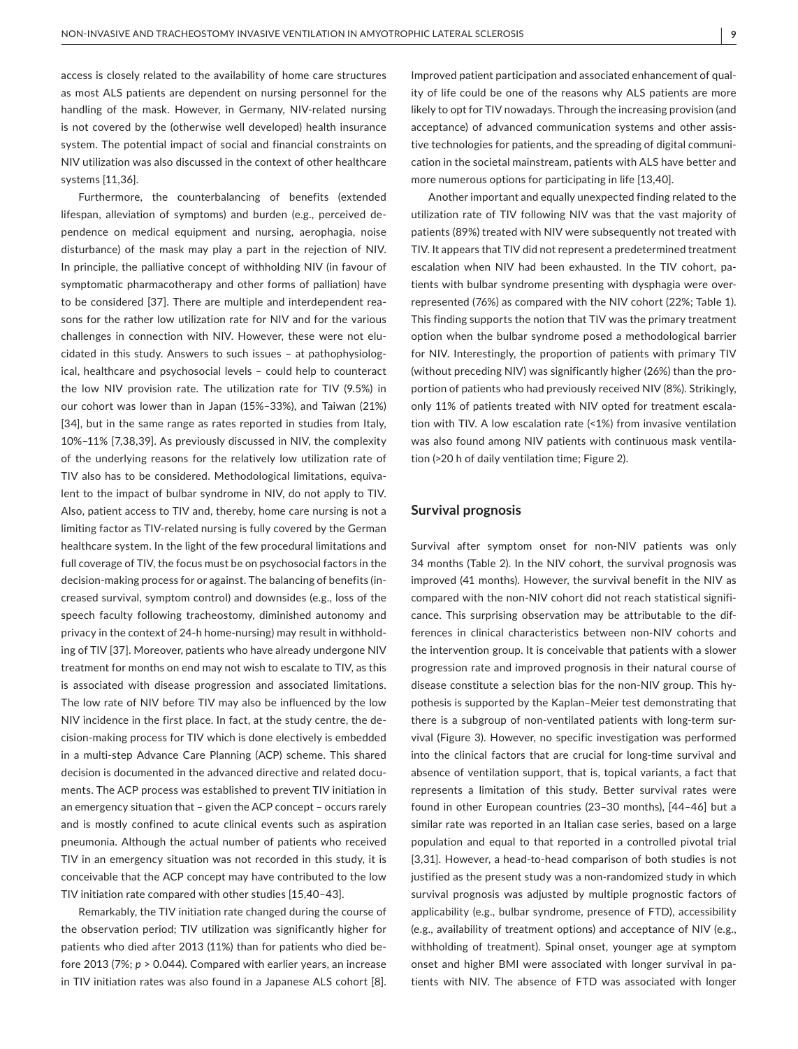access is closely related to the availability of home care structures as most ALS patients are dependent on nursing personnel for the handling of the mask. However, in Germany, NIV-related nursing is not covered by the (otherwise well developed) health insurance system. The potential impact of social and financial constraints on NIV utilization was also discussed in the context of other healthcare systems [11,36].

Furthermore, the counterbalancing of benefits (extended lifespan, alleviation of symptoms) and burden (e.g., perceived dependence on medical equipment and nursing, aerophagia, noise disturbance) of the mask may play a part in the rejection of NIV. In principle, the palliative concept of withholding NIV (in favour of symptomatic pharmacotherapy and other forms of palliation) have to be considered [37]. There are multiple and interdependent reasons for the rather low utilization rate for NIV and for the various challenges in connection with NIV. However, these were not elucidated in this study. Answers to such issues – at pathophysiological, healthcare and psychosocial levels – could help to counteract the low NIV provision rate. The utilization rate for TIV (9.5%) in our cohort was lower than in Japan (15%–33%), and Taiwan (21%) [34], but in the same range as rates reported in studies from Italy, 10%–11% [7,38,39]. As previously discussed in NIV, the complexity of the underlying reasons for the relatively low utilization rate of TIV also has to be considered. Methodological limitations, equivalent to the impact of bulbar syndrome in NIV, do not apply to TIV. Also, patient access to TIV and, thereby, home care nursing is not a limiting factor as TIV-related nursing is fully covered by the German healthcare system. In the light of the few procedural limitations and full coverage of TIV, the focus must be on psychosocial factors in the decision-making process for or against. The balancing of benefits (increased survival, symptom control) and downsides (e.g., loss of the speech faculty following tracheostomy, diminished autonomy and privacy in the context of 24-h home-nursing) may result in withholding of TIV [37]. Moreover, patients who have already undergone NIV treatment for months on end may not wish to escalate to TIV, as this is associated with disease progression and associated limitations. The low rate of NIV before TIV may also be influenced by the low NIV incidence in the first place. In fact, at the study centre, the decision-making process for TIV which is done electively is embedded in a multi-step Advance Care Planning (ACP) scheme. This shared decision is documented in the advanced directive and related documents. The ACP process was established to prevent TIV initiation in an emergency situation that – given the ACP concept – occurs rarely and is mostly confined to acute clinical events such as aspiration pneumonia. Although the actual number of patients who received TIV in an emergency situation was not recorded in this study, it is conceivable that the ACP concept may have contributed to the low TIV initiation rate compared with other studies [15,40–43].

Remarkably, the TIV initiation rate changed during the course of the observation period; TIV utilization was significantly higher for patients who died after 2013 (11%) than for patients who died before 2013 (7%; $p > 0.044$). Compared with earlier years, an increase in TIV initiation rates was also found in a Japanese ALS cohort [8]. Improved patient participation and associated enhancement of quality of life could be one of the reasons why ALS patients are more likely to opt for TIV nowadays. Through the increasing provision (and acceptance) of advanced communication systems and other assistive technologies for patients, and the spreading of digital communication in the societal mainstream, patients with ALS have better and more numerous options for participating in life [13,40].

Another important and equally unexpected finding related to the utilization rate of TIV following NIV was that the vast majority of patients (89%) treated with NIV were subsequently not treated with TIV. It appears that TIV did not represent a predetermined treatment escalation when NIV had been exhausted. In the TIV cohort, patients with bulbar syndrome presenting with dysphagia were overrepresented (76%) as compared with the NIV cohort (22%; Table 1). This finding supports the notion that TIV was the primary treatment option when the bulbar syndrome posed a methodological barrier for NIV. Interestingly, the proportion of patients with primary TIV (without preceding NIV) was significantly higher (26%) than the proportion of patients who had previously received NIV (8%). Strikingly, only 11% of patients treated with NIV opted for treatment escalation with TIV. A low escalation rate (<1%) from invasive ventilation was also found among NIV patients with continuous mask ventilation (>20 h of daily ventilation time; Figure 2).

## Survival prognosis

Survival after symptom onset for non-NIV patients was only 34 months (Table 2). In the NIV cohort, the survival prognosis was improved (41 months). However, the survival benefit in the NIV as compared with the non-NIV cohort did not reach statistical significance. This surprising observation may be attributable to the differences in clinical characteristics between non-NIV cohorts and the intervention group. It is conceivable that patients with a slower progression rate and improved prognosis in their natural course of disease constitute a selection bias for the non-NIV group. This hypothesis is supported by the Kaplan–Meier test demonstrating that there is a subgroup of non-ventilated patients with long-term survival (Figure 3). However, no specific investigation was performed into the clinical factors that are crucial for long-time survival and absence of ventilation support, that is, topical variants, a fact that represents a limitation of this study. Better survival rates were found in other European countries (23–30 months), [44–46] but a similar rate was reported in an Italian case series, based on a large population and equal to that reported in a controlled pivotal trial [3,31]. However, a head-to-head comparison of both studies is not justified as the present study was a non-randomized study in which survival prognosis was adjusted by multiple prognostic factors of applicability (e.g., bulbar syndrome, presence of FTD), accessibility (e.g., availability of treatment options) and acceptance of NIV (e.g., withholding of treatment). Spinal onset, younger age at symptom onset and higher BMI were associated with longer survival in patients with NIV. The absence of FTD was associated with longer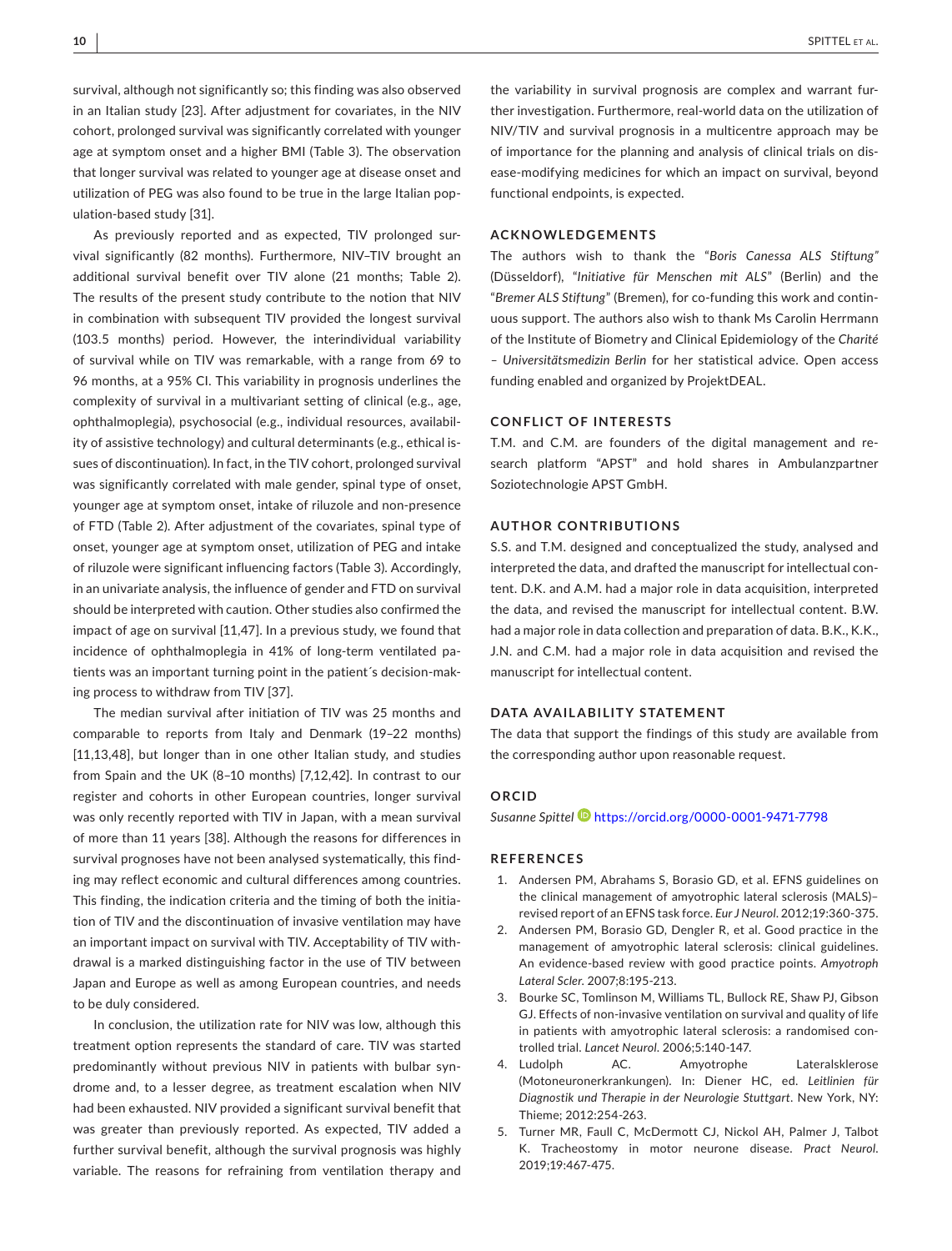survival, although not significantly so; this finding was also observed in an Italian study [23]. After adjustment for covariates, in the NIV cohort, prolonged survival was significantly correlated with younger age at symptom onset and a higher BMI (Table 3). The observation that longer survival was related to younger age at disease onset and utilization of PEG was also found to be true in the large Italian population-based study [31].

As previously reported and as expected, TIV prolonged survival significantly (82 months). Furthermore, NIV–TIV brought an additional survival benefit over TIV alone (21 months; Table 2). The results of the present study contribute to the notion that NIV in combination with subsequent TIV provided the longest survival (103.5 months) period. However, the interindividual variability of survival while on TIV was remarkable, with a range from 69 to 96 months, at a 95% CI. This variability in prognosis underlines the complexity of survival in a multivariant setting of clinical (e.g., age, ophthalmoplegia), psychosocial (e.g., individual resources, availability of assistive technology) and cultural determinants (e.g., ethical issues of discontinuation). In fact, in the TIV cohort, prolonged survival was significantly correlated with male gender, spinal type of onset, younger age at symptom onset, intake of riluzole and non-presence of FTD (Table 2). After adjustment of the covariates, spinal type of onset, younger age at symptom onset, utilization of PEG and intake of riluzole were significant influencing factors (Table 3). Accordingly, in an univariate analysis, the influence of gender and FTD on survival should be interpreted with caution. Other studies also confirmed the impact of age on survival [11,47]. In a previous study, we found that incidence of ophthalmoplegia in 41% of long-term ventilated patients was an important turning point in the patient´s decision-making process to withdraw from TIV [37].

The median survival after initiation of TIV was 25 months and comparable to reports from Italy and Denmark (19–22 months) [11,13,48], but longer than in one other Italian study, and studies from Spain and the UK (8–10 months) [7,12,42]. In contrast to our register and cohorts in other European countries, longer survival was only recently reported with TIV in Japan, with a mean survival of more than 11 years [38]. Although the reasons for differences in survival prognoses have not been analysed systematically, this finding may reflect economic and cultural differences among countries. This finding, the indication criteria and the timing of both the initiation of TIV and the discontinuation of invasive ventilation may have an important impact on survival with TIV. Acceptability of TIV withdrawal is a marked distinguishing factor in the use of TIV between Japan and Europe as well as among European countries, and needs to be duly considered.

In conclusion, the utilization rate for NIV was low, although this treatment option represents the standard of care. TIV was started predominantly without previous NIV in patients with bulbar syndrome and, to a lesser degree, as treatment escalation when NIV had been exhausted. NIV provided a significant survival benefit that was greater than previously reported. As expected, TIV added a further survival benefit, although the survival prognosis was highly variable. The reasons for refraining from ventilation therapy and the variability in survival prognosis are complex and warrant further investigation. Furthermore, real-world data on the utilization of NIV/TIV and survival prognosis in a multicentre approach may be of importance for the planning and analysis of clinical trials on disease-modifying medicines for which an impact on survival, beyond functional endpoints, is expected.

## ACKNOWLEDGEMENTS

The authors wish to thank the "*Boris Canessa ALS Stiftung*" (Düsseldorf), "*Initiative für Menschen mit ALS*" (Berlin) and the "*Bremer ALS Stiftung*" (Bremen), for co-funding this work and continuous support. The authors also wish to thank Ms Carolin Herrmann of the Institute of Biometry and Clinical Epidemiology of the *Charité – Universitätsmedizin Berlin* for her statistical advice. Open access funding enabled and organized by ProjektDEAL.

## CONFLICT OF INTERESTS

T.M. and C.M. are founders of the digital management and research platform "APST" and hold shares in Ambulanzpartner Soziotechnologie APST GmbH.

## AUTHOR CONTRIBUTIONS

S.S. and T.M. designed and conceptualized the study, analysed and interpreted the data, and drafted the manuscript for intellectual content. D.K. and A.M. had a major role in data acquisition, interpreted the data, and revised the manuscript for intellectual content. B.W. had a major role in data collection and preparation of data. B.K., K.K., J.N. and C.M. had a major role in data acquisition and revised the manuscript for intellectual content.

## DATA AVAILABILITY STATEMENT

The data that support the findings of this study are available from the corresponding author upon reasonable request.

## ORCID

*Susanne Spittel* https://orcid.org/0000-0001-9471-7798

## REFERENCES

1. Andersen PM, Abrahams S, Borasio GD, et al. EFNS guidelines on the clinical management of amyotrophic lateral sclerosis (MALS)–revised report of an EFNS task force. *Eur J Neurol*. 2012;19:360-375.
2. Andersen PM, Borasio GD, Dengler R, et al. Good practice in the management of amyotrophic lateral sclerosis: clinical guidelines. An evidence-based review with good practice points. *Amyotroph Lateral Scler*. 2007;8:195-213.
3. Bourke SC, Tomlinson M, Williams TL, Bullock RE, Shaw PJ, Gibson GJ. Effects of non-invasive ventilation on survival and quality of life in patients with amyotrophic lateral sclerosis: a randomised controlled trial. *Lancet Neurol*. 2006;5:140-147.
4. Ludolph AC. Amyotrophe Lateralsklerose (Motoneuronerkrankungen). In: Diener HC, ed. *Leitlinien für Diagnostik und Therapie in der Neurologie Stuttgart*. New York, NY: Thieme; 2012:254-263.
5. Turner MR, Faull C, McDermott CJ, Nickol AH, Palmer J, Talbot K. Tracheostomy in motor neurone disease. *Pract Neurol*. 2019;19:467-475.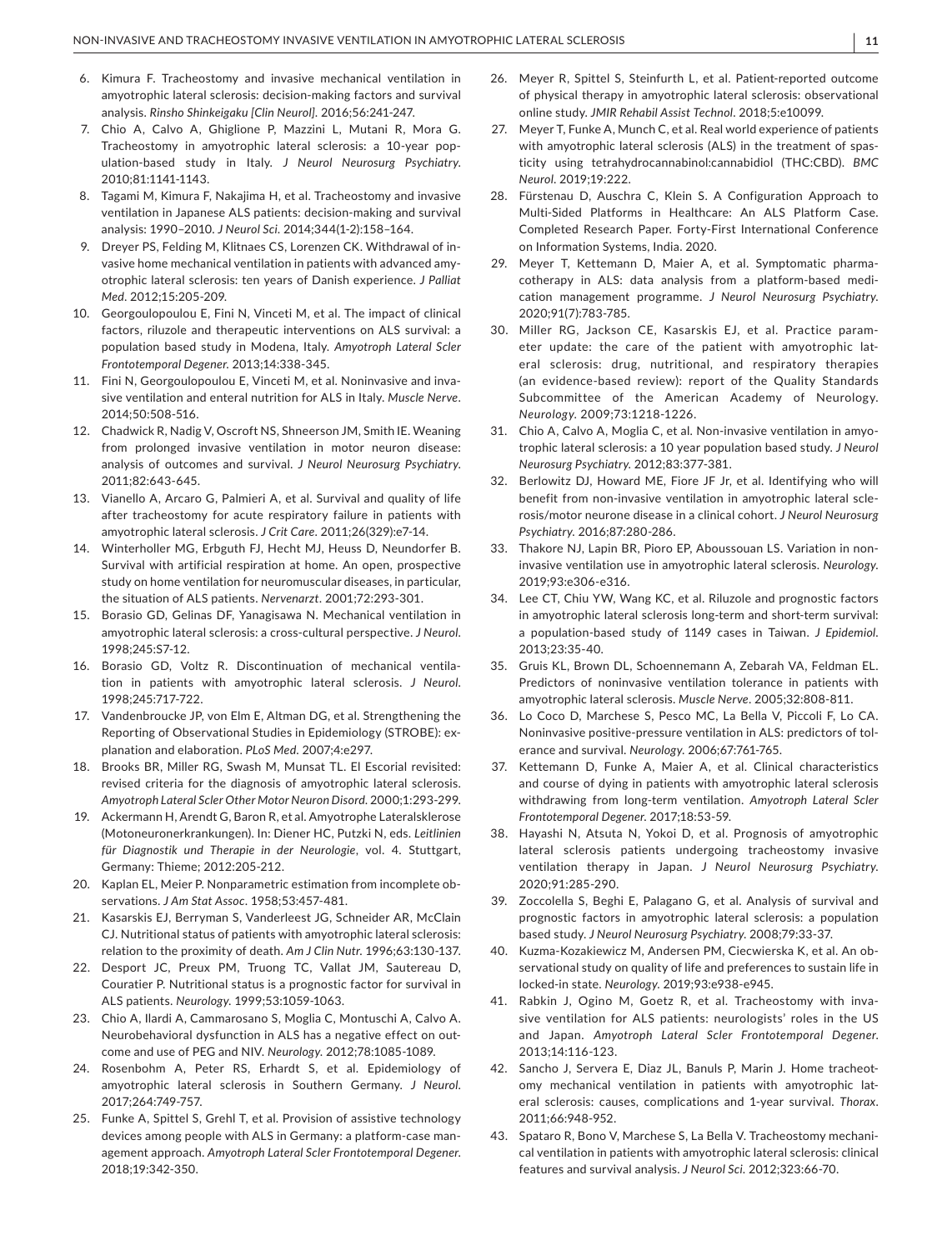6. Kimura F. Tracheostomy and invasive mechanical ventilation in amyotrophic lateral sclerosis: decision-making factors and survival analysis. *Rinsho Shinkeigaku [Clin Neurol]*. 2016;56:241-247.
7. Chio A, Calvo A, Ghiglione P, Mazzini L, Mutani R, Mora G. Tracheostomy in amyotrophic lateral sclerosis: a 10-year population-based study in Italy. *J Neurol Neurosurg Psychiatry*. 2010;81:1141-1143.
8. Tagami M, Kimura F, Nakajima H, et al. Tracheostomy and invasive ventilation in Japanese ALS patients: decision-making and survival analysis: 1990–2010. *J Neurol Sci*. 2014;344(1-2):158–164.
9. Dreyer PS, Felding M, Klitnaes CS, Lorenzen CK. Withdrawal of invasive home mechanical ventilation in patients with advanced amyotrophic lateral sclerosis: ten years of Danish experience. *J Palliat Med*. 2012;15:205-209.
10. Georgoulopoulou E, Fini N, Vinceti M, et al. The impact of clinical factors, riluzole and therapeutic interventions on ALS survival: a population based study in Modena, Italy. *Amyotroph Lateral Scler Frontotemporal Degener*. 2013;14:338-345.
11. Fini N, Georgoulopoulou E, Vinceti M, et al. Noninvasive and invasive ventilation and enteral nutrition for ALS in Italy. *Muscle Nerve*. 2014;50:508-516.
12. Chadwick R, Nadig V, Oscroft NS, Shneerson JM, Smith IE. Weaning from prolonged invasive ventilation in motor neuron disease: analysis of outcomes and survival. *J Neurol Neurosurg Psychiatry*. 2011;82:643-645.
13. Vianello A, Arcaro G, Palmieri A, et al. Survival and quality of life after tracheostomy for acute respiratory failure in patients with amyotrophic lateral sclerosis. *J Crit Care*. 2011;26(329):e7-14.
14. Winterholler MG, Erbguth FJ, Hecht MJ, Heuss D, Neundorfer B. Survival with artificial respiration at home. An open, prospective study on home ventilation for neuromuscular diseases, in particular, the situation of ALS patients. *Nervenarzt*. 2001;72:293-301.
15. Borasio GD, Gelinas DF, Yanagisawa N. Mechanical ventilation in amyotrophic lateral sclerosis: a cross-cultural perspective. *J Neurol*. 1998;245:S7-12.
16. Borasio GD, Voltz R. Discontinuation of mechanical ventilation in patients with amyotrophic lateral sclerosis. *J Neurol*. 1998;245:717-722.
17. Vandenbroucke JP, von Elm E, Altman DG, et al. Strengthening the Reporting of Observational Studies in Epidemiology (STROBE): explanation and elaboration. *PLoS Med*. 2007;4:e297.
18. Brooks BR, Miller RG, Swash M, Munsat TL. El Escorial revisited: revised criteria for the diagnosis of amyotrophic lateral sclerosis. *Amyotroph Lateral Scler Other Motor Neuron Disord*. 2000;1:293-299.
19. Ackermann H, Arendt G, Baron R, et al. Amyotrophe Lateralsklerose (Motoneuronerkrankungen). In: Diener HC, Putzki N, eds. *Leitlinien für Diagnostik und Therapie in der Neurologie*, vol. 4. Stuttgart, Germany: Thieme; 2012:205-212.
20. Kaplan EL, Meier P. Nonparametric estimation from incomplete observations. *J Am Stat Assoc*. 1958;53:457-481.
21. Kasarskis EJ, Berryman S, Vanderleest JG, Schneider AR, McClain CJ. Nutritional status of patients with amyotrophic lateral sclerosis: relation to the proximity of death. *Am J Clin Nutr*. 1996;63:130-137.
22. Desport JC, Preux PM, Truong TC, Vallat JM, Sautereau D, Couratier P. Nutritional status is a prognostic factor for survival in ALS patients. *Neurology*. 1999;53:1059-1063.
23. Chio A, Ilardi A, Cammarosano S, Moglia C, Montuschi A, Calvo A. Neurobehavioral dysfunction in ALS has a negative effect on outcome and use of PEG and NIV. *Neurology*. 2012;78:1085-1089.
24. Rosenbohm A, Peter RS, Erhardt S, et al. Epidemiology of amyotrophic lateral sclerosis in Southern Germany. *J Neurol*. 2017;264:749-757.
25. Funke A, Spittel S, Grehl T, et al. Provision of assistive technology devices among people with ALS in Germany: a platform-case management approach. *Amyotroph Lateral Scler Frontotemporal Degener*. 2018;19:342-350.
26. Meyer R, Spittel S, Steinfurth L, et al. Patient-reported outcome of physical therapy in amyotrophic lateral sclerosis: observational online study. *JMIR Rehabil Assist Technol*. 2018;5:e10099.
27. Meyer T, Funke A, Munch C, et al. Real world experience of patients with amyotrophic lateral sclerosis (ALS) in the treatment of spasticity using tetrahydrocannabinol:cannabidiol (THC:CBD). *BMC Neurol*. 2019;19:222.
28. Fürstenau D, Auschra C, Klein S. A Configuration Approach to Multi-Sided Platforms in Healthcare: An ALS Platform Case. Completed Research Paper. Forty-First International Conference on Information Systems, India. 2020.
29. Meyer T, Kettemann D, Maier A, et al. Symptomatic pharmacotherapy in ALS: data analysis from a platform-based medication management programme. *J Neurol Neurosurg Psychiatry*. 2020;91(7):783-785.
30. Miller RG, Jackson CE, Kasarskis EJ, et al. Practice parameter update: the care of the patient with amyotrophic lateral sclerosis: drug, nutritional, and respiratory therapies (an evidence-based review): report of the Quality Standards Subcommittee of the American Academy of Neurology. *Neurology*. 2009;73:1218-1226.
31. Chio A, Calvo A, Moglia C, et al. Non-invasive ventilation in amyotrophic lateral sclerosis: a 10 year population based study. *J Neurol Neurosurg Psychiatry*. 2012;83:377-381.
32. Berlowitz DJ, Howard ME, Fiore JF Jr, et al. Identifying who will benefit from non-invasive ventilation in amyotrophic lateral sclerosis/motor neurone disease in a clinical cohort. *J Neurol Neurosurg Psychiatry*. 2016;87:280-286.
33. Thakore NJ, Lapin BR, Pioro EP, Aboussouan LS. Variation in noninvasive ventilation use in amyotrophic lateral sclerosis. *Neurology*. 2019;93:e306-e316.
34. Lee CT, Chiu YW, Wang KC, et al. Riluzole and prognostic factors in amyotrophic lateral sclerosis long-term and short-term survival: a population-based study of 1149 cases in Taiwan. *J Epidemiol*. 2013;23:35-40.
35. Gruis KL, Brown DL, Schoennemann A, Zebarah VA, Feldman EL. Predictors of noninvasive ventilation tolerance in patients with amyotrophic lateral sclerosis. *Muscle Nerve*. 2005;32:808-811.
36. Lo Coco D, Marchese S, Pesco MC, La Bella V, Piccoli F, Lo CA. Noninvasive positive-pressure ventilation in ALS: predictors of tolerance and survival. *Neurology*. 2006;67:761-765.
37. Kettemann D, Funke A, Maier A, et al. Clinical characteristics and course of dying in patients with amyotrophic lateral sclerosis withdrawing from long-term ventilation. *Amyotroph Lateral Scler Frontotemporal Degener*. 2017;18:53-59.
38. Hayashi N, Atsuta N, Yokoi D, et al. Prognosis of amyotrophic lateral sclerosis patients undergoing tracheostomy invasive ventilation therapy in Japan. *J Neurol Neurosurg Psychiatry*. 2020;91:285-290.
39. Zoccolella S, Beghi E, Palagano G, et al. Analysis of survival and prognostic factors in amyotrophic lateral sclerosis: a population based study. *J Neurol Neurosurg Psychiatry*. 2008;79:33-37.
40. Kuzma-Kozakiewicz M, Andersen PM, Ciecwierska K, et al. An observational study on quality of life and preferences to sustain life in locked-in state. *Neurology*. 2019;93:e938-e945.
41. Rabkin J, Ogino M, Goetz R, et al. Tracheostomy with invasive ventilation for ALS patients: neurologists' roles in the US and Japan. *Amyotroph Lateral Scler Frontotemporal Degener*. 2013;14:116-123.
42. Sancho J, Servera E, Diaz JL, Banuls P, Marin J. Home tracheotomy mechanical ventilation in patients with amyotrophic lateral sclerosis: causes, complications and 1-year survival. *Thorax*. 2011;66:948-952.
43. Spataro R, Bono V, Marchese S, La Bella V. Tracheostomy mechanical ventilation in patients with amyotrophic lateral sclerosis: clinical features and survival analysis. *J Neurol Sci*. 2012;323:66-70.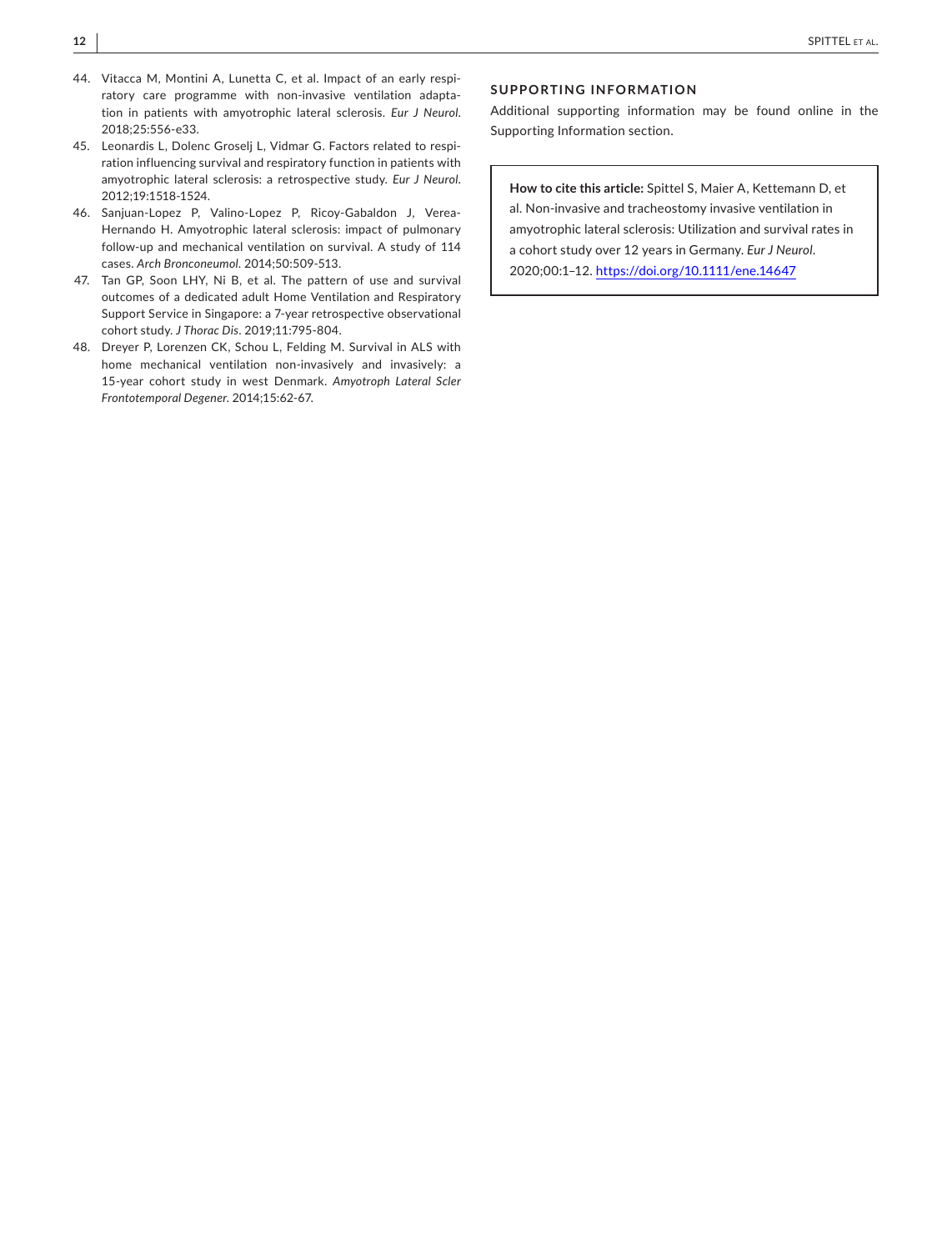44. Vitacca M, Montini A, Lunetta C, et al. Impact of an early respiratory care programme with non-invasive ventilation adaptation in patients with amyotrophic lateral sclerosis. *Eur J Neurol*. 2018;25:556-e33.
45. Leonardis L, Dolenc Groselj L, Vidmar G. Factors related to respiration influencing survival and respiratory function in patients with amyotrophic lateral sclerosis: a retrospective study. *Eur J Neurol*. 2012;19:1518-1524.
46. Sanjuan-Lopez P, Valino-Lopez P, Ricoy-Gabaldon J, Verea-Hernando H. Amyotrophic lateral sclerosis: impact of pulmonary follow-up and mechanical ventilation on survival. A study of 114 cases. *Arch Bronconeumol*. 2014;50:509-513.
47. Tan GP, Soon LHY, Ni B, et al. The pattern of use and survival outcomes of a dedicated adult Home Ventilation and Respiratory Support Service in Singapore: a 7-year retrospective observational cohort study. *J Thorac Dis*. 2019;11:795-804.
48. Dreyer P, Lorenzen CK, Schou L, Felding M. Survival in ALS with home mechanical ventilation non-invasively and invasively: a 15-year cohort study in west Denmark. *Amyotroph Lateral Scler Frontotemporal Degener*. 2014;15:62-67.

## SUPPORTING INFORMATION

Additional supporting information may be found online in the Supporting Information section.

**How to cite this article:** Spittel S, Maier A, Kettemann D, et al. Non-invasive and tracheostomy invasive ventilation in amyotrophic lateral sclerosis: Utilization and survival rates in a cohort study over 12 years in Germany. *Eur J Neurol*. 2020;00:1–12. https://doi.org/10.1111/ene.14647